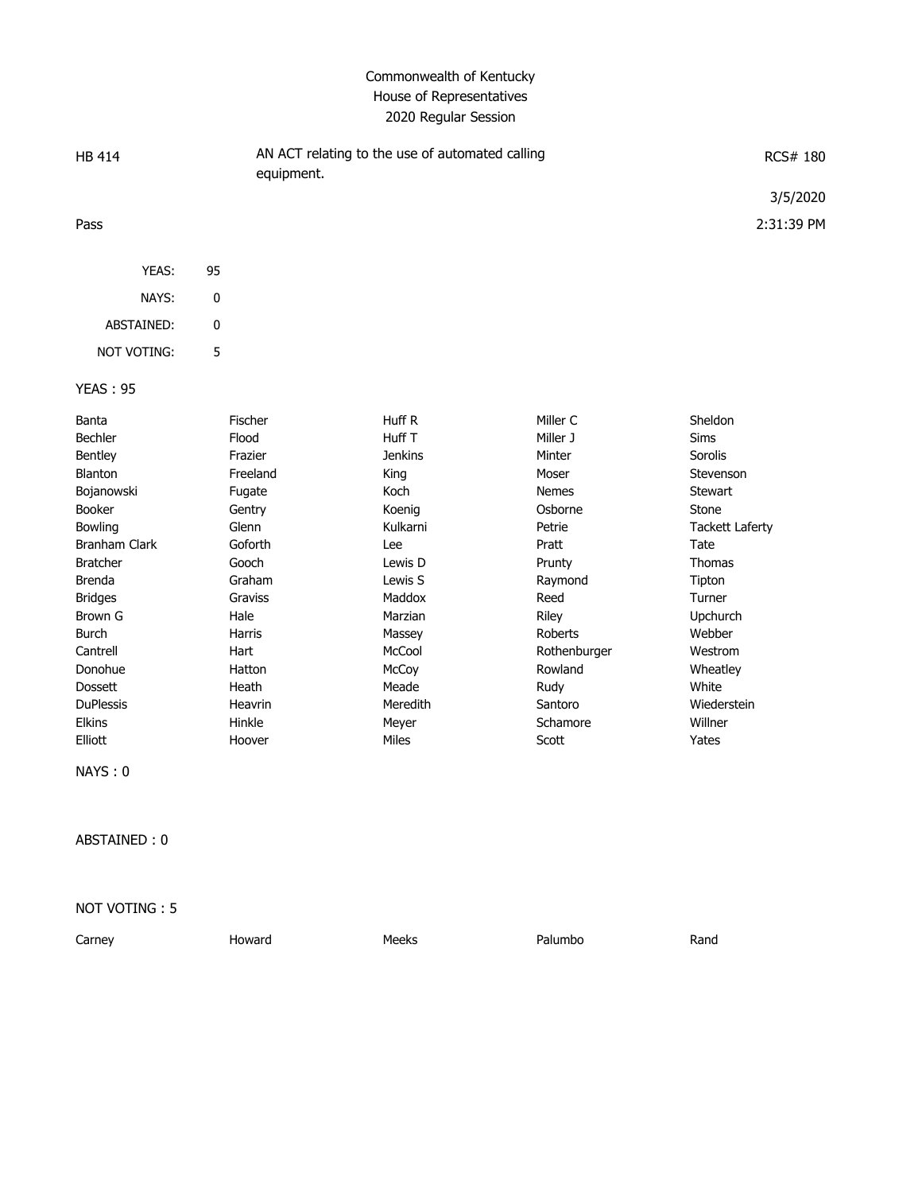# Commonwealth of Kentucky
## House of Representatives
### 2020 Regular Session

| | | |
|---|---|---|
| HB 414 | AN ACT relating to the use of automated calling equipment. | RCS# 180 |
| | | 3/5/2020 |
| Pass | | 2:31:39 PM |

| | |
|---|---|
| YEAS: | 95 |
| NAYS: | 0 |
| ABSTAINED: | 0 |
| NOT VOTING: | 5 |

**YEAS : 95**

| | | | | |
|---|---|---|---|---|
| Banta | Fischer | Huff R | Miller C | Sheldon |
| Bechler | Flood | Huff T | Miller J | Sims |
| Bentley | Frazier | Jenkins | Minter | Sorolis |
| Blanton | Freeland | King | Moser | Stevenson |
| Bojanowski | Fugate | Koch | Nemes | Stewart |
| Booker | Gentry | Koenig | Osborne | Stone |
| Bowling | Glenn | Kulkarni | Petrie | Tackett Laferty |
| Branham Clark | Goforth | Lee | Pratt | Tate |
| Bratcher | Gooch | Lewis D | Prunty | Thomas |
| Brenda | Graham | Lewis S | Raymond | Tipton |
| Bridges | Graviss | Maddox | Reed | Turner |
| Brown G | Hale | Marzian | Riley | Upchurch |
| Burch | Harris | Massey | Roberts | Webber |
| Cantrell | Hart | McCool | Rothenburger | Westrom |
| Donohue | Hatton | McCoy | Rowland | Wheatley |
| Dossett | Heath | Meade | Rudy | White |
| DuPlessis | Heavrin | Meredith | Santoro | Wiederstein |
| Elkins | Hinkle | Meyer | Schamore | Willner |
| Elliott | Hoover | Miles | Scott | Yates |

**NAYS : 0**

**ABSTAINED : 0**

**NOT VOTING : 5**

| | | | | |
|---|---|---|---|---|
| Carney | Howard | Meeks | Palumbo | Rand |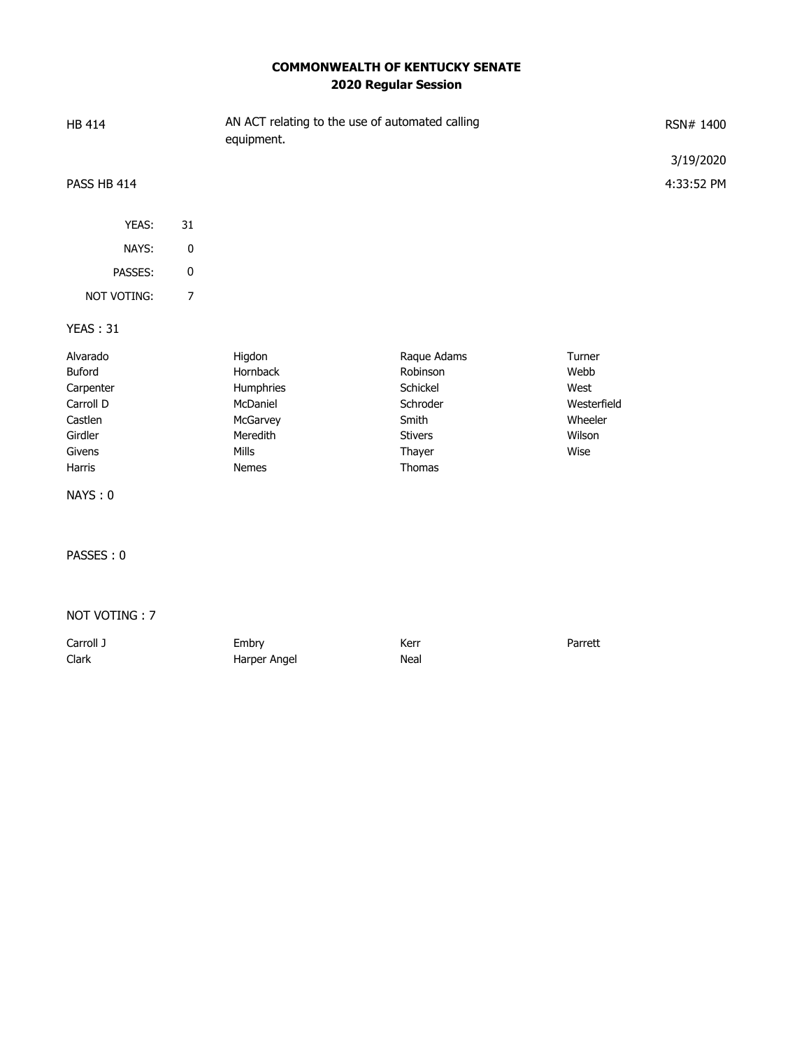**COMMONWEALTH OF KENTUCKY SENATE**
**2020 Regular Session**

| | | |
|---|---|---|
| HB 414 | AN ACT relating to the use of automated calling equipment. | RSN# 1400 |
| | | 3/19/2020 |
| PASS HB 414 | | 4:33:52 PM |

| | |
|---|---|
| YEAS: | 31 |
| NAYS: | 0 |
| PASSES: | 0 |
| NOT VOTING: | 7 |

YEAS : 31

| | | | |
|---|---|---|---|
| Alvarado | Higdon | Raque Adams | Turner |
| Buford | Hornback | Robinson | Webb |
| Carpenter | Humphries | Schickel | West |
| Carroll D | McDaniel | Schroder | Westerfield |
| Castlen | McGarvey | Smith | Wheeler |
| Girdler | Meredith | Stivers | Wilson |
| Givens | Mills | Thayer | Wise |
| Harris | Nemes | Thomas | |

NAYS : 0

PASSES : 0

NOT VOTING : 7

| | | | |
|---|---|---|---|
| Carroll J | Embry | Kerr | Parrett |
| Clark | Harper Angel | Neal | |